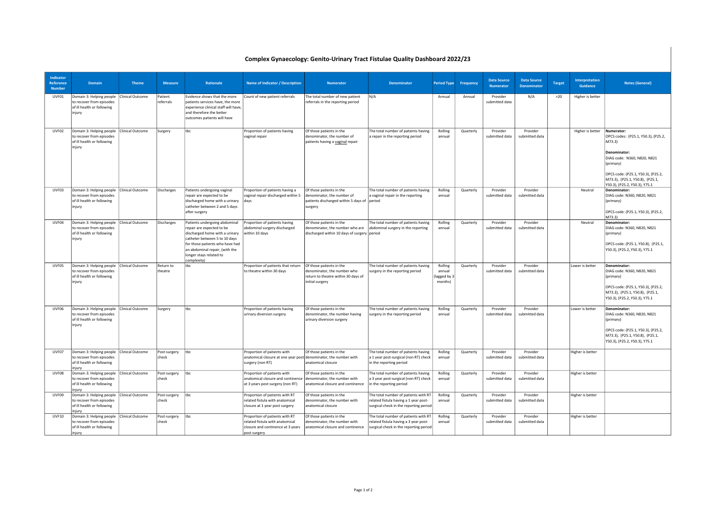# Complex Gynaecology: Genito-Urinary Tract Fistulae Quality Dashboard 2022/23

| Indicator Reference Number | Domain | Theme | Measure | Rationale | Name of Indicator / Description | Numerator | Denominator | Period Type | Frequency | Data Source Numerator | Data Source Denominator | Target | Interpretation Guidance | Notes (General) |
|---|---|---|---|---|---|---|---|---|---|---|---|---|---|---|
| UVF01 | Domain 3: Helping people to recover from episodes of ill health or following injury | Clinical Outcome | Patient referrals | Evidence shows that the more patients services have, the more experience clinical staff will have, and therefore the better outcomes patients will have | Count of new patient referrals | The total number of new patient referrals in the reporting period | N/A | Annual | Annual | Provider submitted data | N/A | >20 | Higher is better | |
| UVF02 | Domain 3: Helping people to recover from episodes of ill health or following injury | Clinical Outcome | Surgery | tbc | Proportion of patients having vaginal repair | Of those patients in the denominator, the number of patients having a vaginal repair | The total number of patients having a repair in the reporting period | Rolling annual | Quarterly | Provider submitted data | Provider submitted data | | Higher is better | **Numerator:** OPCS codes: (P25.1, Y50.3), (P25.2, M73.3) **Denominator:** DIAG code: N360, N820, N821 (primary) OPCS code: (P25.1, Y50.3), (P25.2, M73.3), (P25.1, Y50.8), (P25.1, Y50.3), (P25.2, Y50.3), Y75.1 |
| UVF03 | Domain 3: Helping people to recover from episodes of ill health or following injury | Clinical Outcome | Discharges | Patients undergoing vaginal repair are expected to be discharged home with a urinary catheter between 2 and 5 days after surgery | Proportion of patients having a vaginal repair discharged within 5 days | Of those patients in the denominator, the number of patients discharged within 5 days of surgery | The total number of patients having a vaginal repair in the reporting period | Rolling annual | Quarterly | Provider submitted data | Provider submitted data | | Neutral | **Denominator:** DIAG code: N360, N820, N821 (primary) OPCS code: (P25.1, Y50.3), (P25.2, M73.3) |
| UVF04 | Domain 3: Helping people to recover from episodes of ill health or following injury | Clinical Outcome | Discharges | Patients undergoing abdominal repair are expected to be discharged home with a urinary catheter between 5 to 10 days for those patients who have had an abdominal repair, (with the longer stays related to complexity) | Proportion of patients having abdominal surgery discharged within 10 days | Of those patients in the denominator, the number who are discharged within 10 days of surgery | The total number of patients having abdominal surgery in the reporting period | Rolling annual | Quarterly | Provider submitted data | Provider submitted data | | Neutral | **Denominator:** DIAG code: N360, N820, N821 (primary) OPCS code: (P25.1, Y50.8), (P25.1, Y50.3), (P25.2, Y50.3), Y75.1 |
| UVF05 | Domain 3: Helping people to recover from episodes of ill health or following injury | Clinical Outcome | Return to theatre | tbc | Proportion of patients that return to theatre within 30 days | Of those patients in the denominator, the number who return to theatre within 30 days of initial surgery | The total number of patients having surgery in the reporting period | Rolling annual (lagged by 3 months) | Quarterly | Provider submitted data | Provider submitted data | | Lower is better | **Denominator:** DIAG code: N360, N820, N821 (primary) OPCS code: (P25.1, Y50.3), (P25.2, M73.3), (P25.1, Y50.8), (P25.1, Y50.3), (P25.2, Y50.3), Y75.1 |
| UVF06 | Domain 3: Helping people to recover from episodes of ill health or following injury | Clinical Outcome | Surgery | tbc | Proportion of patients having urinary diversion surgery | Of those patients in the denominator, the number having urinary diversion surgery | The total number of patients having surgery in the reporting period | Rolling annual | Quarterly | Provider submitted data | Provider submitted data | | Lower is better | **Denominator:** DIAG code: N360, N820, N821 (primary) OPCS code: (P25.1, Y50.3), (P25.2, M73.3), (P25.1, Y50.8), (P25.1, Y50.3), (P25.2, Y50.3), Y75.1 |
| UVF07 | Domain 3: Helping people to recover from episodes of ill health or following injury | Clinical Outcome | Post-surgery check | tbc | Proportion of patients with anatomical closure at one year post surgery (non RT) | Of those patients in the denominator, the number with anatomical closure | The total number of patients having a 1 year post-surgical (non RT) check in the reporting period | Rolling annual | Quarterly | Provider submitted data | Provider submitted data | | Higher is better | |
| UVF08 | Domain 3: Helping people to recover from episodes of ill health or following injury | Clinical Outcome | Post-surgery check | tbc | Proportion of patients with anatomical closure and continence at 3 years post surgery (non RT) | Of those patients in the denominator, the number with anatomical closure and continence | The total number of patients having a 3 year post-surgical (non RT) check in the reporting period | Rolling annual | Quarterly | Provider submitted data | Provider submitted data | | Higher is better | |
| UVF09 | Domain 3: Helping people to recover from episodes of ill health or following injury | Clinical Outcome | Post-surgery check | tbc | Proportion of patients with RT related fistula with anatomical closure at 1 year post surgery | Of those patients in the denominator, the number with anatomical closure | The total number of patients with RT related fistula having a 1 year post-surgical check in the reporting period | Rolling annual | Quarterly | Provider submitted data | Provider submitted data | | Higher is better | |
| UVF10 | Domain 3: Helping people to recover from episodes of ill health or following injury | Clinical Outcome | Post-surgery check | tbc | Proportion of patients with RT related fistula with anatomical closure and continence at 3 years post surgery | Of those patients in the denominator, the number with anatomical closure and continence | The total number of patients with RT related fistula having a 3 year post-surgical check in the reporting period | Rolling annual | Quarterly | Provider submitted data | Provider submitted data | | Higher is better | |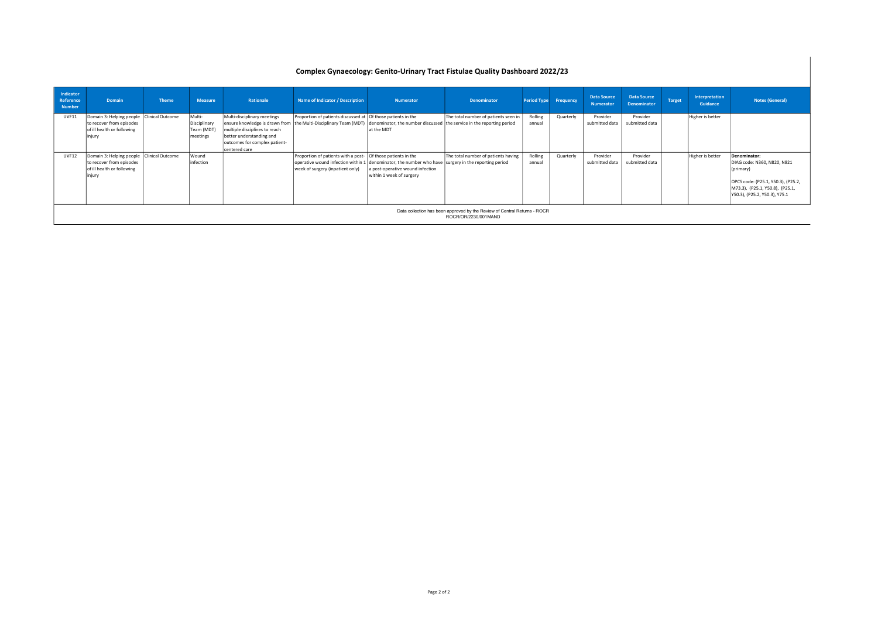# Complex Gynaecology: Genito-Urinary Tract Fistulae Quality Dashboard 2022/23

| Indicator Reference Number | Domain | Theme | Measure | Rationale | Name of Indicator / Description | Numerator | Denominator | Period Type | Frequency | Data Source Numerator | Data Source Denominator | Target | Interpretation Guidance | Notes (General) |
|---|---|---|---|---|---|---|---|---|---|---|---|---|---|---|
| UVF11 | Domain 3: Helping people to recover from episodes of ill health or following injury | Clinical Outcome | Multi-Disciplinary Team (MDT) meetings | Multi-disciplinary meetings ensure knowledge is drawn from multiple disciplines to reach better understanding and outcomes for complex patient-centered care | Proportion of patients discussed at the Multi-Disciplinary Team (MDT) | Of those patients in the denominator, the number discussed at the MDT | The total number of patients seen in the service in the reporting period | Rolling annual | Quarterly | Provider submitted data | Provider submitted data | | Higher is better | |
| UVF12 | Domain 3: Helping people to recover from episodes of ill health or following injury | Clinical Outcome | Wound infection | | Proportion of patients with a post-operative wound infection within 1 week of surgery (inpatient only) | Of those patients in the denominator, the number who have a post-operative wound infection within 1 week of surgery | The total number of patients having surgery in the reporting period | Rolling annual | Quarterly | Provider submitted data | Provider submitted data | | Higher is better | **Denominator:** DIAG code: N360, N820, N821 (primary)<br><br>OPCS code: (P25.1, Y50.3), (P25.2, M73.3), (P25.1, Y50.8), (P25.1, Y50.3), (P25.2, Y50.3), Y75.1 |

Data collection has been approved by the Review of Central Returns - ROCR
ROCR/OR/2230/001MAND